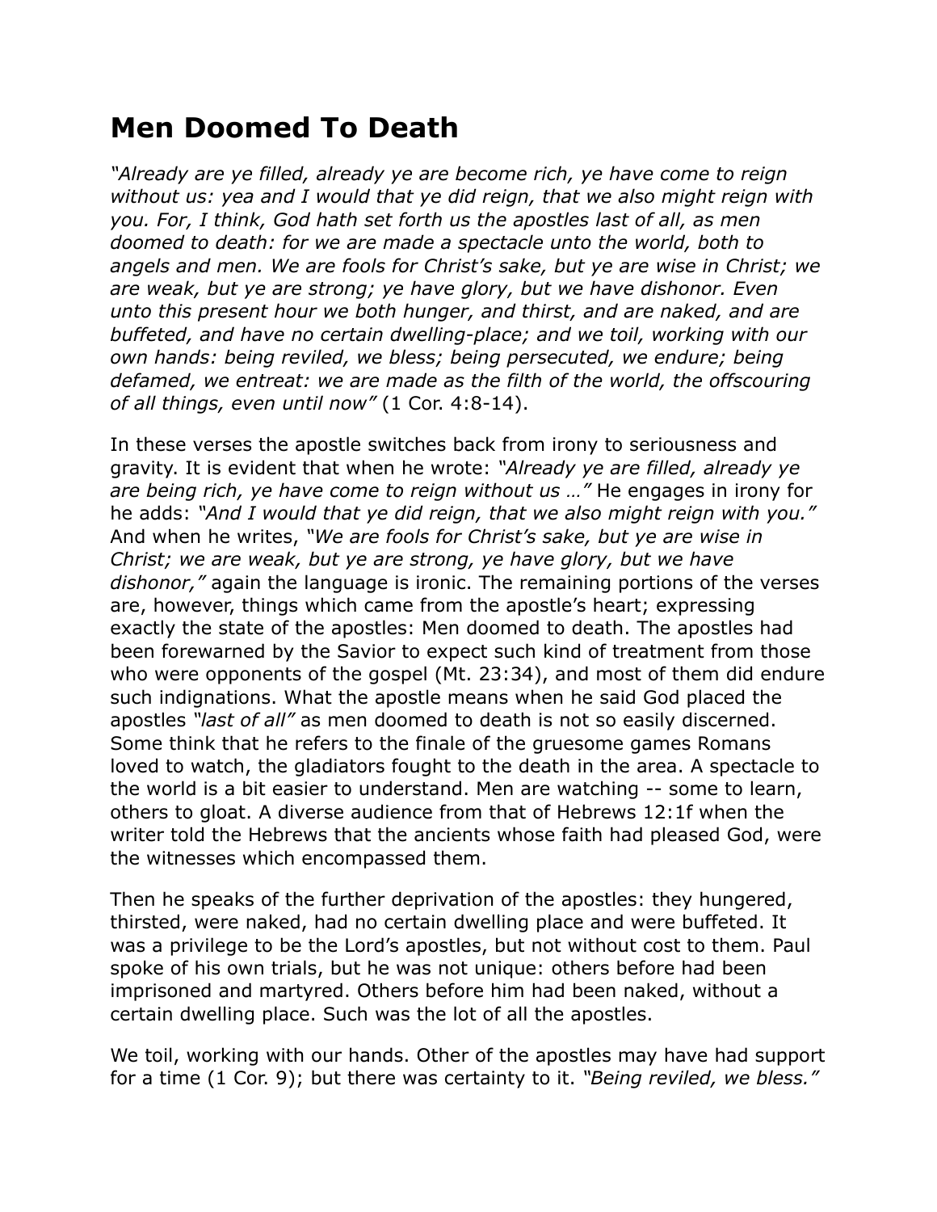# Men Doomed To Death

*"Already are ye filled, already ye are become rich, ye have come to reign without us: yea and I would that ye did reign, that we also might reign with you. For, I think, God hath set forth us the apostles last of all, as men doomed to death: for we are made a spectacle unto the world, both to angels and men. We are fools for Christ's sake, but ye are wise in Christ; we are weak, but ye are strong; ye have glory, but we have dishonor. Even unto this present hour we both hunger, and thirst, and are naked, and are buffeted, and have no certain dwelling-place; and we toil, working with our own hands: being reviled, we bless; being persecuted, we endure; being defamed, we entreat: we are made as the filth of the world, the offscouring of all things, even until now"* (1 Cor. 4:8-14).

In these verses the apostle switches back from irony to seriousness and gravity. It is evident that when he wrote: *"Already ye are filled, already ye are being rich, ye have come to reign without us …"* He engages in irony for he adds: *"And I would that ye did reign, that we also might reign with you."* And when he writes, *"We are fools for Christ's sake, but ye are wise in Christ; we are weak, but ye are strong, ye have glory, but we have dishonor,"* again the language is ironic. The remaining portions of the verses are, however, things which came from the apostle's heart; expressing exactly the state of the apostles: Men doomed to death. The apostles had been forewarned by the Savior to expect such kind of treatment from those who were opponents of the gospel (Mt. 23:34), and most of them did endure such indignations. What the apostle means when he said God placed the apostles *"last of all"* as men doomed to death is not so easily discerned. Some think that he refers to the finale of the gruesome games Romans loved to watch, the gladiators fought to the death in the area. A spectacle to the world is a bit easier to understand. Men are watching -- some to learn, others to gloat. A diverse audience from that of Hebrews 12:1f when the writer told the Hebrews that the ancients whose faith had pleased God, were the witnesses which encompassed them.

Then he speaks of the further deprivation of the apostles: they hungered, thirsted, were naked, had no certain dwelling place and were buffeted. It was a privilege to be the Lord's apostles, but not without cost to them. Paul spoke of his own trials, but he was not unique: others before had been imprisoned and martyred. Others before him had been naked, without a certain dwelling place. Such was the lot of all the apostles.

We toil, working with our hands. Other of the apostles may have had support for a time (1 Cor. 9); but there was certainty to it. *"Being reviled, we bless."*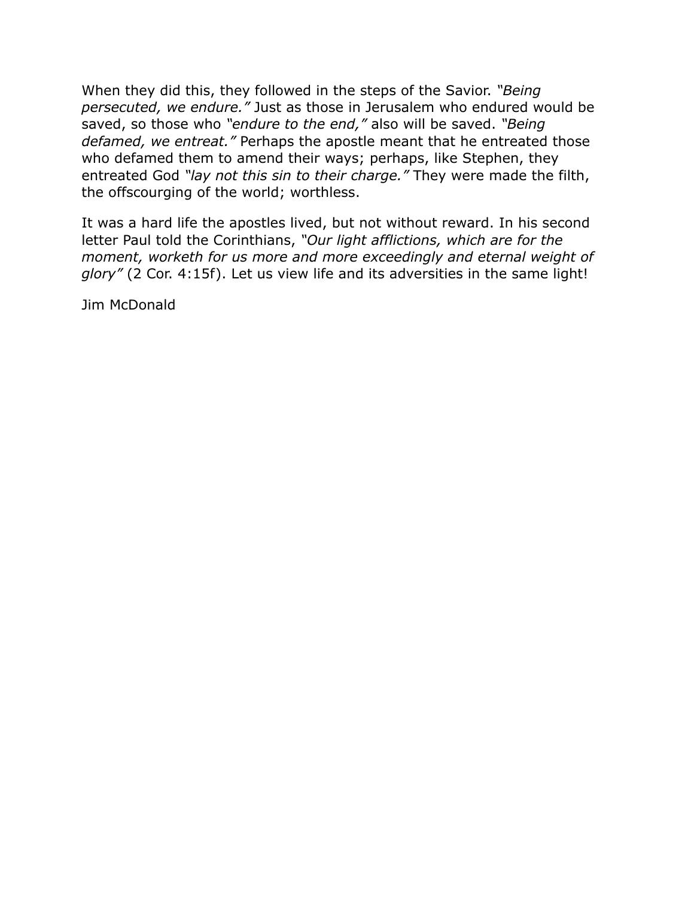When they did this, they followed in the steps of the Savior. *"Being persecuted, we endure."* Just as those in Jerusalem who endured would be saved, so those who *"endure to the end,"* also will be saved. *"Being defamed, we entreat."* Perhaps the apostle meant that he entreated those who defamed them to amend their ways; perhaps, like Stephen, they entreated God *"lay not this sin to their charge."* They were made the filth, the offscouring of the world; worthless.

It was a hard life the apostles lived, but not without reward. In his second letter Paul told the Corinthians, *"Our light afflictions, which are for the moment, worketh for us more and more exceedingly and eternal weight of glory"* (2 Cor. 4:15f). Let us view life and its adversities in the same light!

Jim McDonald